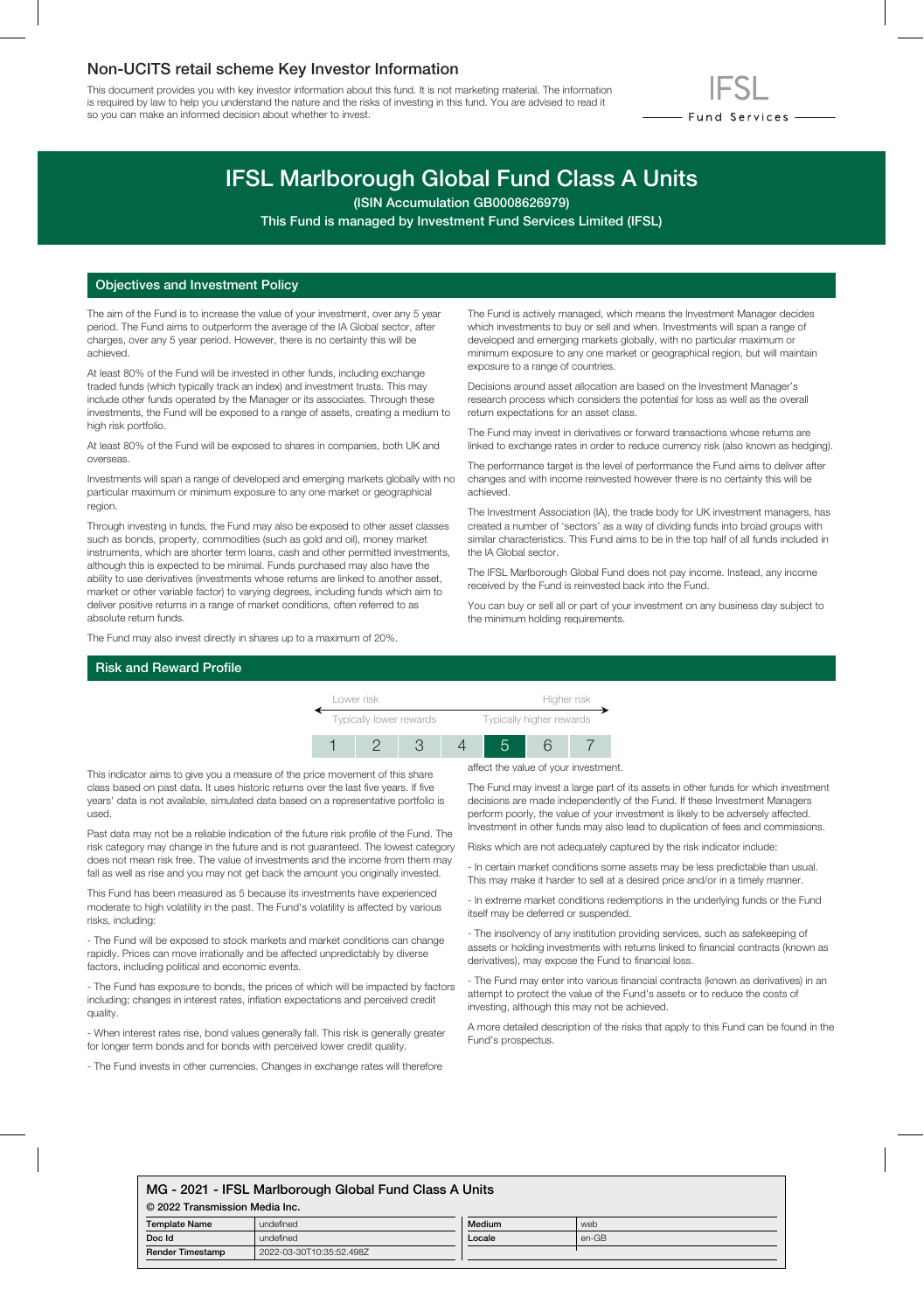## Non-UCITS retail scheme Key Investor Information

This document provides you with key investor information about this fund. It is not marketing material. The information is required by law to help you understand the nature and the risks of investing in this fund. You are advised to read it so you can make an informed decision about whether to invest.

IFSL Fund Services

# IFSL Marlborough Global Fund Class A Units

**(ISIN Accumulation GB0008626979)**

**This Fund is managed by Investment Fund Services Limited (IFSL)**

## Objectives and Investment Policy

The aim of the Fund is to increase the value of your investment, over any 5 year period. The Fund aims to outperform the average of the IA Global sector, after charges, over any 5 year period. However, there is no certainty this will be achieved.

At least 80% of the Fund will be invested in other funds, including exchange traded funds (which typically track an index) and investment trusts. This may include other funds operated by the Manager or its associates. Through these investments, the Fund will be exposed to a range of assets, creating a medium to high risk portfolio.

At least 80% of the Fund will be exposed to shares in companies, both UK and overseas.

Investments will span a range of developed and emerging markets globally with no particular maximum or minimum exposure to any one market or geographical region.

Through investing in funds, the Fund may also be exposed to other asset classes such as bonds, property, commodities (such as gold and oil), money market instruments, which are shorter term loans, cash and other permitted investments, although this is expected to be minimal. Funds purchased may also have the ability to use derivatives (investments whose returns are linked to another asset, market or other variable factor) to varying degrees, including funds which aim to deliver positive returns in a range of market conditions, often referred to as absolute return funds.

The Fund may also invest directly in shares up to a maximum of 20%.

The Fund is actively managed, which means the Investment Manager decides which investments to buy or sell and when. Investments will span a range of developed and emerging markets globally, with no particular maximum or minimum exposure to any one market or geographical region, but will maintain exposure to a range of countries.

Decisions around asset allocation are based on the Investment Manager's research process which considers the potential for loss as well as the overall return expectations for an asset class.

The Fund may invest in derivatives or forward transactions whose returns are linked to exchange rates in order to reduce currency risk (also known as hedging).

The performance target is the level of performance the Fund aims to deliver after changes and with income reinvested however there is no certainty this will be achieved.

The Investment Association (IA), the trade body for UK investment managers, has created a number of 'sectors' as a way of dividing funds into broad groups with similar characteristics. This Fund aims to be in the top half of all funds included in the IA Global sector.

The IFSL Marlborough Global Fund does not pay income. Instead, any income received by the Fund is reinvested back into the Fund.

You can buy or sell all or part of your investment on any business day subject to the minimum holding requirements.

## Risk and Reward Profile

Lower risk — Higher risk

Typically lower rewards — Typically higher rewards

| 1 | 2 | 3 | 4 | **5** | 6 | 7 |
|---|---|---|---|---|---|---|

This indicator aims to give you a measure of the price movement of this share class based on past data. It uses historic returns over the last five years. If five years' data is not available, simulated data based on a representative portfolio is used.

Past data may not be a reliable indication of the future risk profile of the Fund. The risk category may change in the future and is not guaranteed. The lowest category does not mean risk free. The value of investments and the income from them may fall as well as rise and you may not get back the amount you originally invested.

This Fund has been measured as 5 because its investments have experienced moderate to high volatility in the past. The Fund's volatility is affected by various risks, including:

- The Fund will be exposed to stock markets and market conditions can change rapidly. Prices can move irrationally and be affected unpredictably by diverse factors, including political and economic events.

- The Fund has exposure to bonds, the prices of which will be impacted by factors including; changes in interest rates, inflation expectations and perceived credit quality.

- When interest rates rise, bond values generally fall. This risk is generally greater for longer term bonds and for bonds with perceived lower credit quality.

- The Fund invests in other currencies. Changes in exchange rates will therefore affect the value of your investment.

The Fund may invest a large part of its assets in other funds for which investment decisions are made independently of the Fund. If these Investment Managers perform poorly, the value of your investment is likely to be adversely affected. Investment in other funds may also lead to duplication of fees and commissions.

Risks which are not adequately captured by the risk indicator include:

- In certain market conditions some assets may be less predictable than usual. This may make it harder to sell at a desired price and/or in a timely manner.

- In extreme market conditions redemptions in the underlying funds or the Fund itself may be deferred or suspended.

- The insolvency of any institution providing services, such as safekeeping of assets or holding investments with returns linked to financial contracts (known as derivatives), may expose the Fund to financial loss.

- The Fund may enter into various financial contracts (known as derivatives) in an attempt to protect the value of the Fund's assets or to reduce the costs of investing, although this may not be achieved.

A more detailed description of the risks that apply to this Fund can be found in the Fund's prospectus.

**MG - 2021 - IFSL Marlborough Global Fund Class A Units**

**© 2022 Transmission Media Inc.**

| Template Name | undefined | Medium | web |
|---|---|---|---|
| Doc Id | undefined | Locale | en-GB |
| Render Timestamp | 2022-03-30T10:35:52.498Z | | |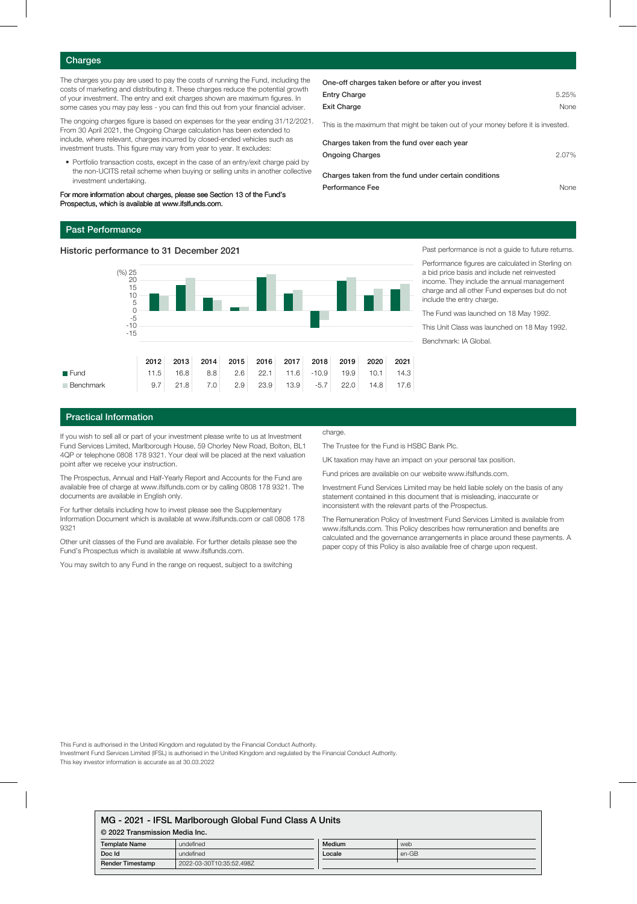## Charges

The charges you pay are used to pay the costs of running the Fund, including the costs of marketing and distributing it. These charges reduce the potential growth of your investment. The entry and exit charges shown are maximum figures. In some cases you may pay less - you can find this out from your financial adviser.

The ongoing charges figure is based on expenses for the year ending 31/12/2021. From 30 April 2021, the Ongoing Charge calculation has been extended to include, where relevant, charges incurred by closed-ended vehicles such as investment trusts. This figure may vary from year to year. It excludes:

- Portfolio transaction costs, except in the case of an entry/exit charge paid by the non-UCITS retail scheme when buying or selling units in another collective investment undertaking.

For more information about charges, please see Section 13 of the Fund's Prospectus, which is available at www.ifslfunds.com.

| One-off charges taken before or after you invest | |
|---|---|
| Entry Charge | 5.25% |
| Exit Charge | None |

This is the maximum that might be taken out of your money before it is invested.

| Charges taken from the fund over each year | |
|---|---|
| Ongoing Charges | 2.07% |

| Charges taken from the fund under certain conditions | |
|---|---|
| Performance Fee | None |

## Past Performance

### Historic performance to 31 December 2021

(%) 25
20
15
10
5
0
-5
-10
-15

| | 2012 | 2013 | 2014 | 2015 | 2016 | 2017 | 2018 | 2019 | 2020 | 2021 |
|---|---|---|---|---|---|---|---|---|---|---|
| Fund | 11.5 | 16.8 | 8.8 | 2.6 | 22.1 | 11.6 | -10.9 | 19.9 | 10.1 | 14.3 |
| Benchmark | 9.7 | 21.8 | 7.0 | 2.9 | 23.9 | 13.9 | -5.7 | 22.0 | 14.8 | 17.6 |

Past performance is not a guide to future returns.

Performance figures are calculated in Sterling on a bid price basis and include net reinvested income. They include the annual management charge and all other Fund expenses but do not include the entry charge.

The Fund was launched on 18 May 1992.

This Unit Class was launched on 18 May 1992.

Benchmark: IA Global.

## Practical Information

If you wish to sell all or part of your investment please write to us at Investment Fund Services Limited, Marlborough House, 59 Chorley New Road, Bolton, BL1 4QP or telephone 0808 178 9321. Your deal will be placed at the next valuation point after we receive your instruction.

The Prospectus, Annual and Half-Yearly Report and Accounts for the Fund are available free of charge at www.ifslfunds.com or by calling 0808 178 9321. The documents are available in English only.

For further details including how to invest please see the Supplementary Information Document which is available at www.ifslfunds.com or call 0808 178 9321

Other unit classes of the Fund are available. For further details please see the Fund's Prospectus which is available at www.ifslfunds.com.

You may switch to any Fund in the range on request, subject to a switching charge.

The Trustee for the Fund is HSBC Bank Plc.

UK taxation may have an impact on your personal tax position.

Fund prices are available on our website www.ifslfunds.com.

Investment Fund Services Limited may be held liable solely on the basis of any statement contained in this document that is misleading, inaccurate or inconsistent with the relevant parts of the Prospectus.

The Remuneration Policy of Investment Fund Services Limited is available from www.ifslfunds.com. This Policy describes how remuneration and benefits are calculated and the governance arrangements in place around these payments. A paper copy of this Policy is also available free of charge upon request.

This Fund is authorised in the United Kingdom and regulated by the Financial Conduct Authority.
Investment Fund Services Limited (IFSL) is authorised in the United Kingdom and regulated by the Financial Conduct Authority.
This key investor information is accurate as at 30.03.2022

**MG - 2021 - IFSL Marlborough Global Fund Class A Units**

**© 2022 Transmission Media Inc.**

| | | | |
|---|---|---|---|
| Template Name | undefined | Medium | web |
| Doc Id | undefined | Locale | en-GB |
| Render Timestamp | 2022-03-30T10:35:52.498Z | | |